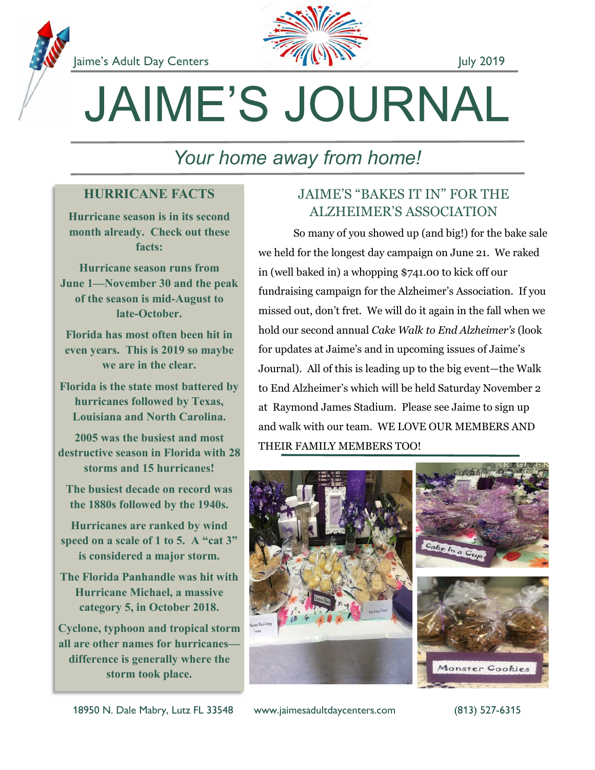Jaime's Adult Day Centers

July 2019

# JAIME'S JOURNAL

*Your home away from home!*

## HURRICANE FACTS

**Hurricane season is in its second month already. Check out these facts:**

**Hurricane season runs from June 1—November 30 and the peak of the season is mid-August to late-October.**

**Florida has most often been hit in even years. This is 2019 so maybe we are in the clear.**

**Florida is the state most battered by hurricanes followed by Texas, Louisiana and North Carolina.**

**2005 was the busiest and most destructive season in Florida with 28 storms and 15 hurricanes!**

**The busiest decade on record was the 1880s followed by the 1940s.**

**Hurricanes are ranked by wind speed on a scale of 1 to 5. A "cat 3" is considered a major storm.**

**The Florida Panhandle was hit with Hurricane Michael, a massive category 5, in October 2018.**

**Cyclone, typhoon and tropical storm all are other names for hurricanes—difference is generally where the storm took place.**

## JAIME'S "BAKES IT IN" FOR THE ALZHEIMER'S ASSOCIATION

So many of you showed up (and big!) for the bake sale we held for the longest day campaign on June 21. We raked in (well baked in) a whopping $741.00 to kick off our fundraising campaign for the Alzheimer's Association. If you missed out, don't fret. We will do it again in the fall when we hold our second annual *Cake Walk to End Alzheimer's* (look for updates at Jaime's and in upcoming issues of Jaime's Journal). All of this is leading up to the big event—the Walk to End Alzheimer's which will be held Saturday November 2 at Raymond James Stadium. Please see Jaime to sign up and walk with our team. WE LOVE OUR MEMBERS AND THEIR FAMILY MEMBERS TOO!

18950 N. Dale Mabry, Lutz FL 33548 www.jaimesadultdaycenters.com (813) 527-6315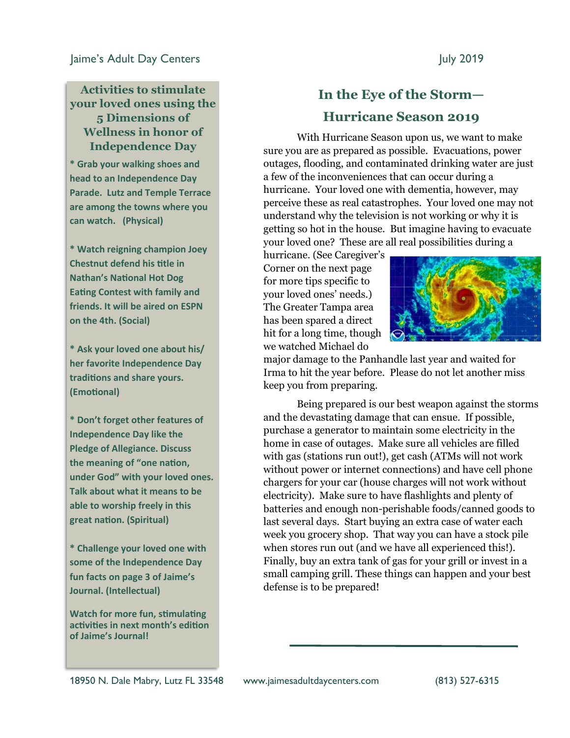## Activities to stimulate your loved ones using the 5 Dimensions of Wellness in honor of Independence Day

**\* Grab your walking shoes and head to an Independence Day Parade. Lutz and Temple Terrace are among the towns where you can watch. (Physical)**

**\* Watch reigning champion Joey Chestnut defend his title in Nathan's National Hot Dog Eating Contest with family and friends. It will be aired on ESPN on the 4th. (Social)**

**\* Ask your loved one about his/her favorite Independence Day traditions and share yours. (Emotional)**

**\* Don't forget other features of Independence Day like the Pledge of Allegiance. Discuss the meaning of "one nation, under God" with your loved ones. Talk about what it means to be able to worship freely in this great nation. (Spiritual)**

**\* Challenge your loved one with some of the Independence Day fun facts on page 3 of Jaime's Journal. (Intellectual)**

**Watch for more fun, stimulating activities in next month's edition of Jaime's Journal!**

## In the Eye of the Storm—Hurricane Season 2019

With Hurricane Season upon us, we want to make sure you are as prepared as possible. Evacuations, power outages, flooding, and contaminated drinking water are just a few of the inconveniences that can occur during a hurricane. Your loved one with dementia, however, may perceive these as real catastrophes. Your loved one may not understand why the television is not working or why it is getting so hot in the house. But imagine having to evacuate your loved one? These are all real possibilities during a hurricane. (See Caregiver's Corner on the next page for more tips specific to your loved ones' needs.) The Greater Tampa area has been spared a direct hit for a long time, though we watched Michael do major damage to the Panhandle last year and waited for Irma to hit the year before. Please do not let another miss keep you from preparing.

Being prepared is our best weapon against the storms and the devastating damage that can ensue. If possible, purchase a generator to maintain some electricity in the home in case of outages. Make sure all vehicles are filled with gas (stations run out!), get cash (ATMs will not work without power or internet connections) and have cell phone chargers for your car (house charges will not work without electricity). Make sure to have flashlights and plenty of batteries and enough non-perishable foods/canned goods to last several days. Start buying an extra case of water each week you grocery shop. That way you can have a stock pile when stores run out (and we have all experienced this!). Finally, buy an extra tank of gas for your grill or invest in a small camping grill. These things can happen and your best defense is to be prepared!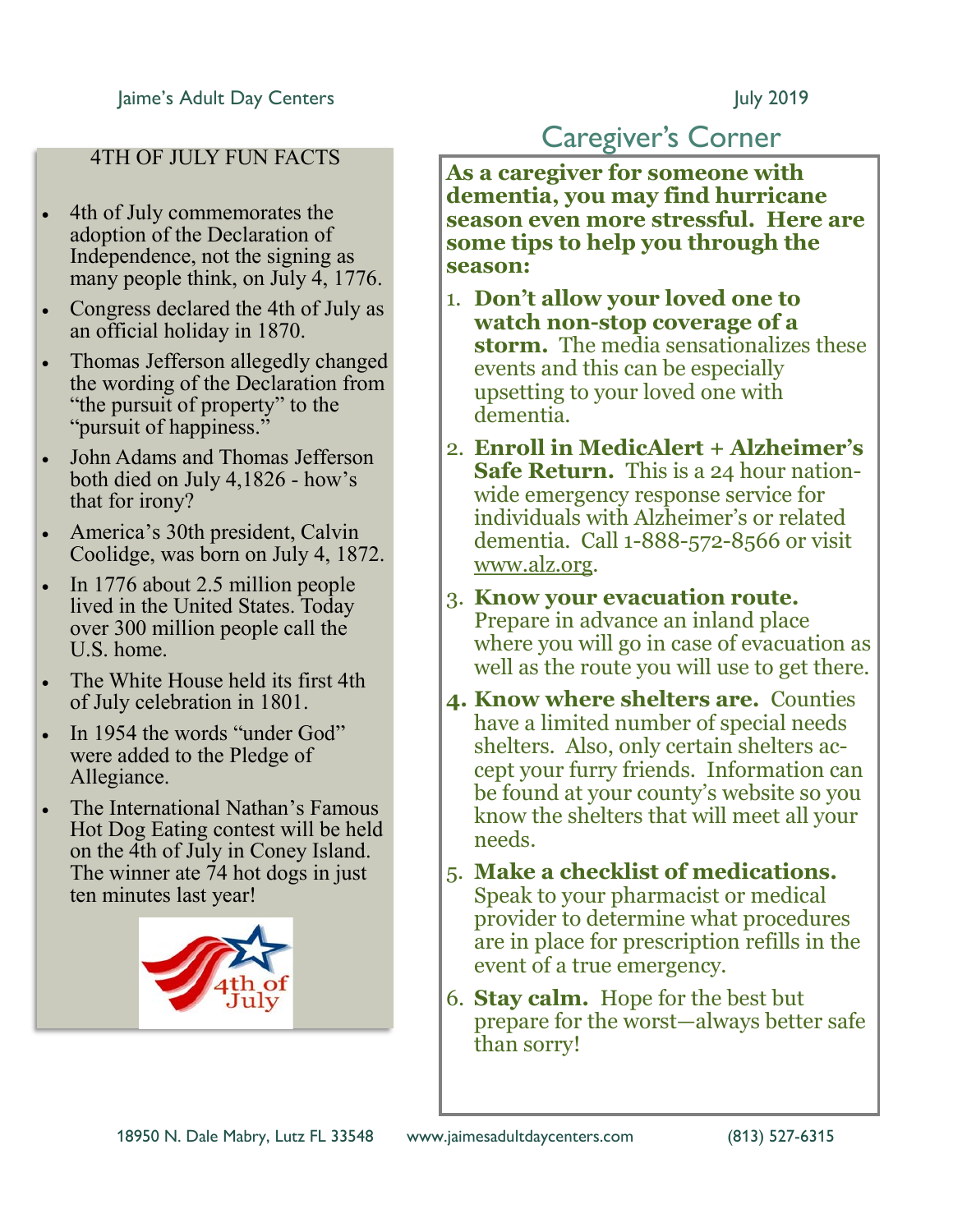## 4TH OF JULY FUN FACTS

- 4th of July commemorates the adoption of the Declaration of Independence, not the signing as many people think, on July 4, 1776.
- Congress declared the 4th of July as an official holiday in 1870.
- Thomas Jefferson allegedly changed the wording of the Declaration from "the pursuit of property" to the "pursuit of happiness."
- John Adams and Thomas Jefferson both died on July 4,1826 - how's that for irony?
- America's 30th president, Calvin Coolidge, was born on July 4, 1872.
- In 1776 about 2.5 million people lived in the United States. Today over 300 million people call the U.S. home.
- The White House held its first 4th of July celebration in 1801.
- In 1954 the words "under God" were added to the Pledge of Allegiance.
- The International Nathan's Famous Hot Dog Eating contest will be held on the 4th of July in Coney Island. The winner ate 74 hot dogs in just ten minutes last year!

## Caregiver's Corner

**As a caregiver for someone with dementia, you may find hurricane season even more stressful. Here are some tips to help you through the season:**

1. **Don't allow your loved one to watch non-stop coverage of a storm.** The media sensationalizes these events and this can be especially upsetting to your loved one with dementia.
2. **Enroll in MedicAlert + Alzheimer's Safe Return.** This is a 24 hour nation-wide emergency response service for individuals with Alzheimer's or related dementia. Call 1-888-572-8566 or visit www.alz.org.
3. **Know your evacuation route.** Prepare in advance an inland place where you will go in case of evacuation as well as the route you will use to get there.
4. **Know where shelters are.** Counties have a limited number of special needs shelters. Also, only certain shelters accept your furry friends. Information can be found at your county's website so you know the shelters that will meet all your needs.
5. **Make a checklist of medications.** Speak to your pharmacist or medical provider to determine what procedures are in place for prescription refills in the event of a true emergency.
6. **Stay calm.** Hope for the best but prepare for the worst—always better safe than sorry!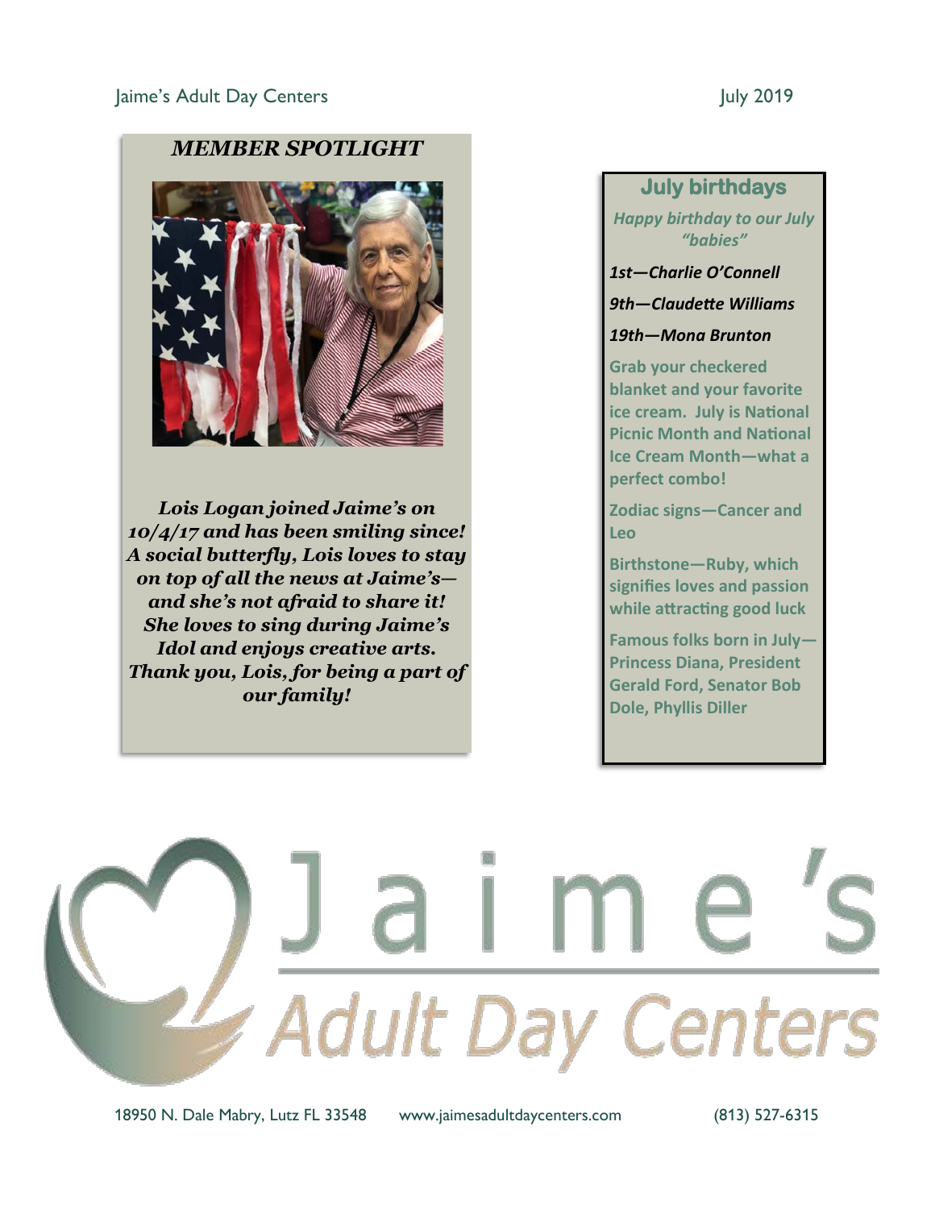## *MEMBER SPOTLIGHT*

***Lois Logan joined Jaime's on 10/4/17 and has been smiling since! A social butterfly, Lois loves to stay on top of all the news at Jaime's—and she's not afraid to share it! She loves to sing during Jaime's Idol and enjoys creative arts. Thank you, Lois, for being a part of our family!***

## July birthdays

*Happy birthday to our July "babies"*

***1st—Charlie O'Connell***

***9th—Claudette Williams***

***19th—Mona Brunton***

**Grab your checkered blanket and your favorite ice cream. July is National Picnic Month and National Ice Cream Month—what a perfect combo!**

**Zodiac signs—Cancer and Leo**

**Birthstone—Ruby, which signifies loves and passion while attracting good luck**

**Famous folks born in July—Princess Diana, President Gerald Ford, Senator Bob Dole, Phyllis Diller**

# Jaime's Adult Day Centers

18950 N. Dale Mabry, Lutz FL 33548 www.jaimesadultdaycenters.com (813) 527-6315